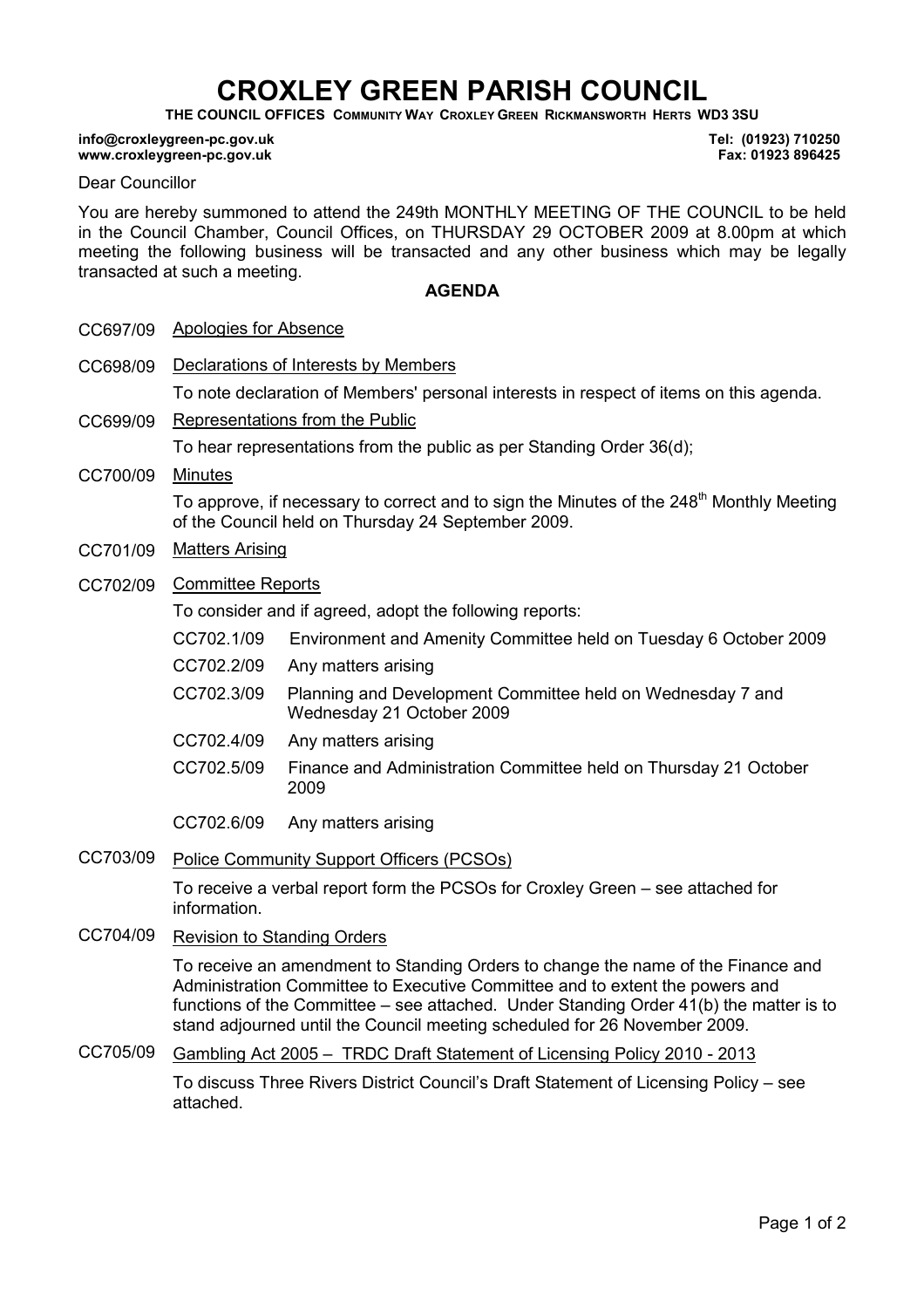# CROXLEY GREEN PARISH COUNCIL

**THE COUNCIL OFFICES COMMUNITY WAY CROXLEY GREEN RICKMANSWORTH HERTS WD3 3SU**

**info@croxleygreen-pc.gov.uk** | **Tel: (01923) 710250**
**www.croxleygreen-pc.gov.uk** | **Fax: 01923 896425**

Dear Councillor

You are hereby summoned to attend the 249th MONTHLY MEETING OF THE COUNCIL to be held in the Council Chamber, Council Offices, on THURSDAY 29 OCTOBER 2009 at 8.00pm at which meeting the following business will be transacted and any other business which may be legally transacted at such a meeting.

## AGENDA

**CC697/09** Apologies for Absence

**CC698/09** Declarations of Interests by Members

To note declaration of Members' personal interests in respect of items on this agenda.

**CC699/09** Representations from the Public

To hear representations from the public as per Standing Order 36(d);

**CC700/09** Minutes

To approve, if necessary to correct and to sign the Minutes of the 248th Monthly Meeting of the Council held on Thursday 24 September 2009.

**CC701/09** Matters Arising

**CC702/09** Committee Reports

To consider and if agreed, adopt the following reports:

- CC702.1/09 Environment and Amenity Committee held on Tuesday 6 October 2009
- CC702.2/09 Any matters arising
- CC702.3/09 Planning and Development Committee held on Wednesday 7 and Wednesday 21 October 2009
- CC702.4/09 Any matters arising
- CC702.5/09 Finance and Administration Committee held on Thursday 21 October 2009
- CC702.6/09 Any matters arising

**CC703/09** Police Community Support Officers (PCSOs)

To receive a verbal report form the PCSOs for Croxley Green – see attached for information.

**CC704/09** Revision to Standing Orders

To receive an amendment to Standing Orders to change the name of the Finance and Administration Committee to Executive Committee and to extent the powers and functions of the Committee – see attached. Under Standing Order 41(b) the matter is to stand adjourned until the Council meeting scheduled for 26 November 2009.

**CC705/09** Gambling Act 2005 – TRDC Draft Statement of Licensing Policy 2010 - 2013

To discuss Three Rivers District Council's Draft Statement of Licensing Policy – see attached.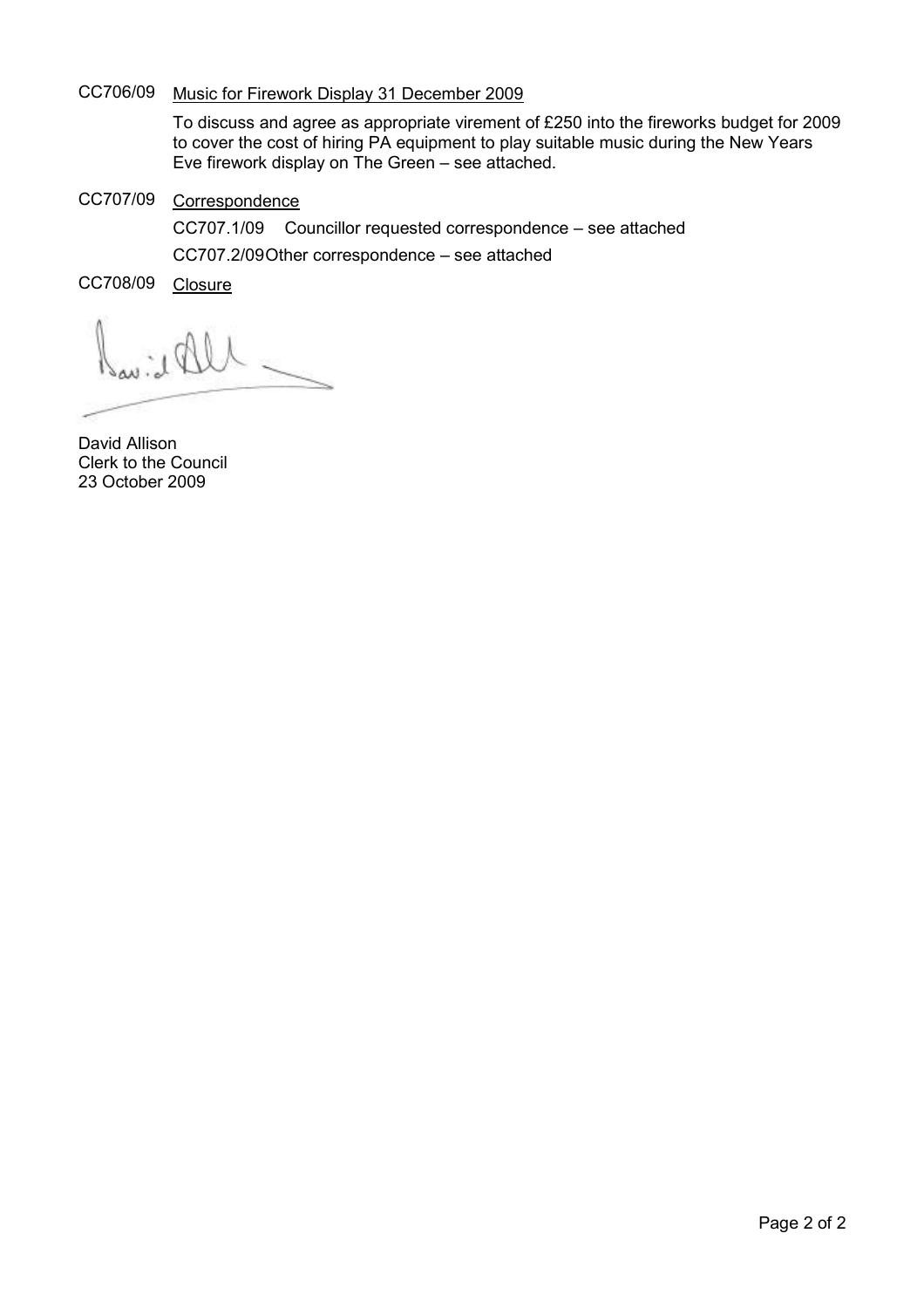CC706/09 Music for Firework Display 31 December 2009

To discuss and agree as appropriate virement of £250 into the fireworks budget for 2009 to cover the cost of hiring PA equipment to play suitable music during the New Years Eve firework display on The Green – see attached.

CC707/09 Correspondence

CC707.1/09 Councillor requested correspondence – see attached

CC707.2/09 Other correspondence – see attached

CC708/09 Closure

David Allison
Clerk to the Council
23 October 2009